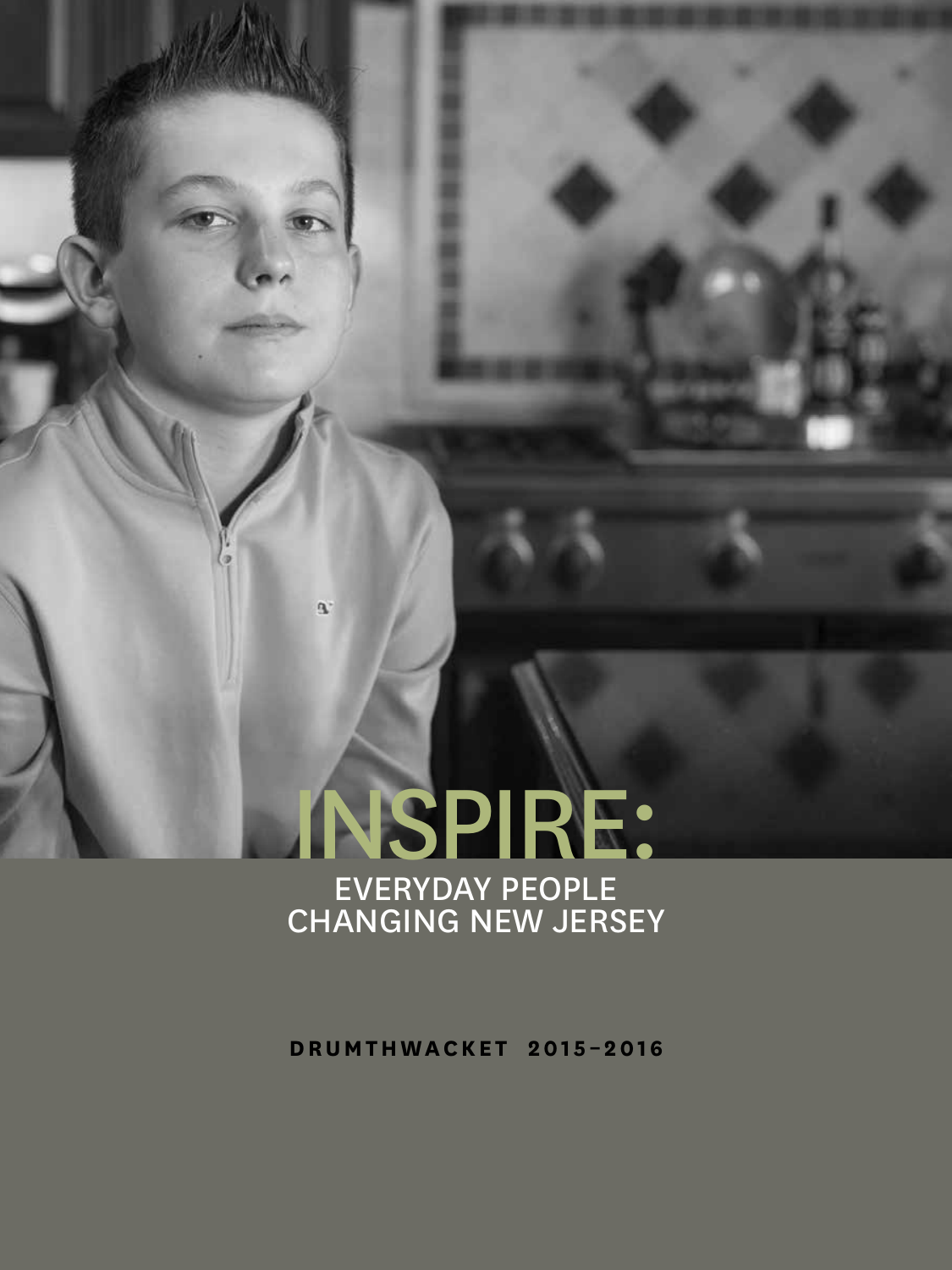# INSPIRE:

## EVERYDAY PEOPLE CHANGING NEW JERSEY

**DRUMTHWACKET 2015–2016**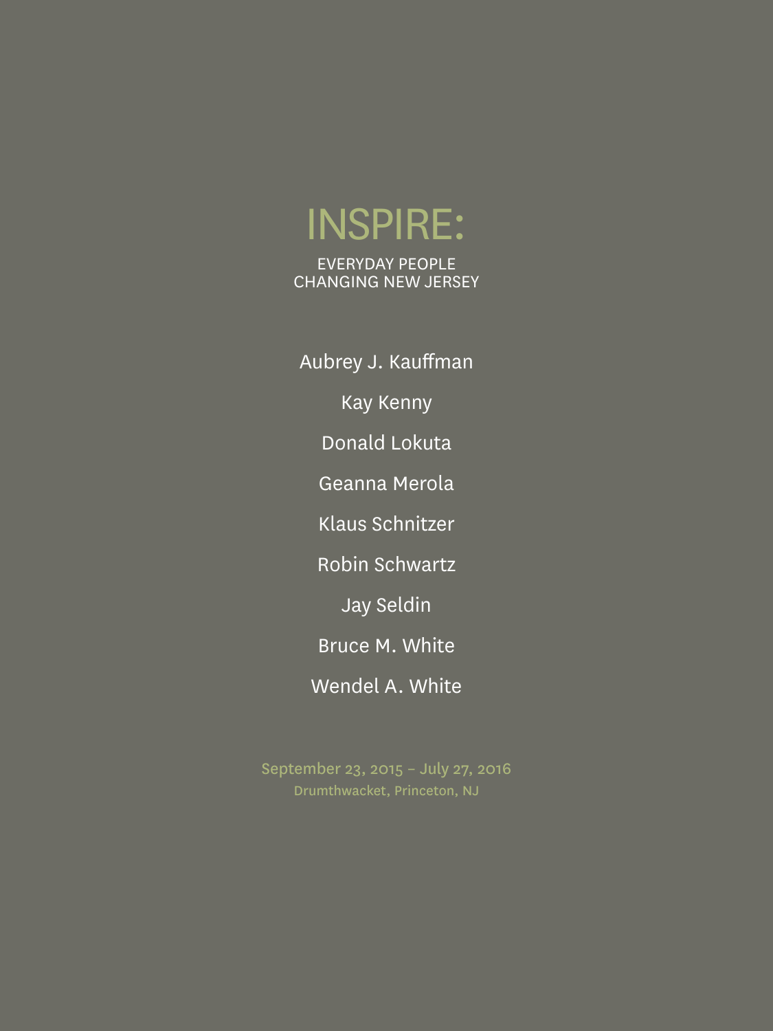# INSPIRE:

EVERYDAY PEOPLE
CHANGING NEW JERSEY

Aubrey J. Kauffman

Kay Kenny

Donald Lokuta

Geanna Merola

Klaus Schnitzer

Robin Schwartz

Jay Seldin

Bruce M. White

Wendel A. White

September 23, 2015 – July 27, 2016
Drumthwacket, Princeton, NJ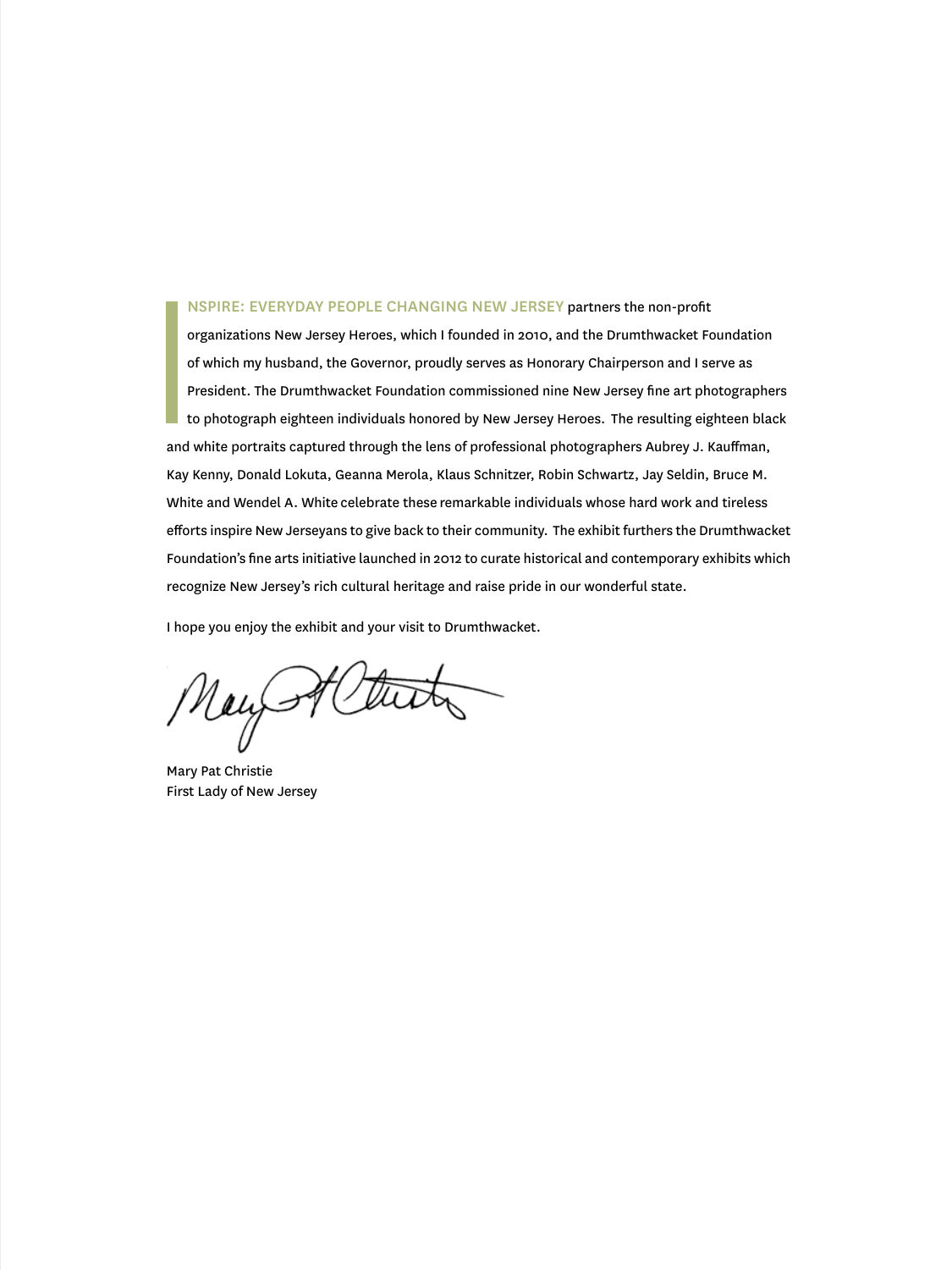INSPIRE: EVERYDAY PEOPLE CHANGING NEW JERSEY partners the non-profit organizations New Jersey Heroes, which I founded in 2010, and the Drumthwacket Foundation of which my husband, the Governor, proudly serves as Honorary Chairperson and I serve as President. The Drumthwacket Foundation commissioned nine New Jersey fine art photographers to photograph eighteen individuals honored by New Jersey Heroes. The resulting eighteen black and white portraits captured through the lens of professional photographers Aubrey J. Kauffman, Kay Kenny, Donald Lokuta, Geanna Merola, Klaus Schnitzer, Robin Schwartz, Jay Seldin, Bruce M. White and Wendel A. White celebrate these remarkable individuals whose hard work and tireless efforts inspire New Jerseyans to give back to their community. The exhibit furthers the Drumthwacket Foundation's fine arts initiative launched in 2012 to curate historical and contemporary exhibits which recognize New Jersey's rich cultural heritage and raise pride in our wonderful state.

I hope you enjoy the exhibit and your visit to Drumthwacket.

Mary Pat Christie
First Lady of New Jersey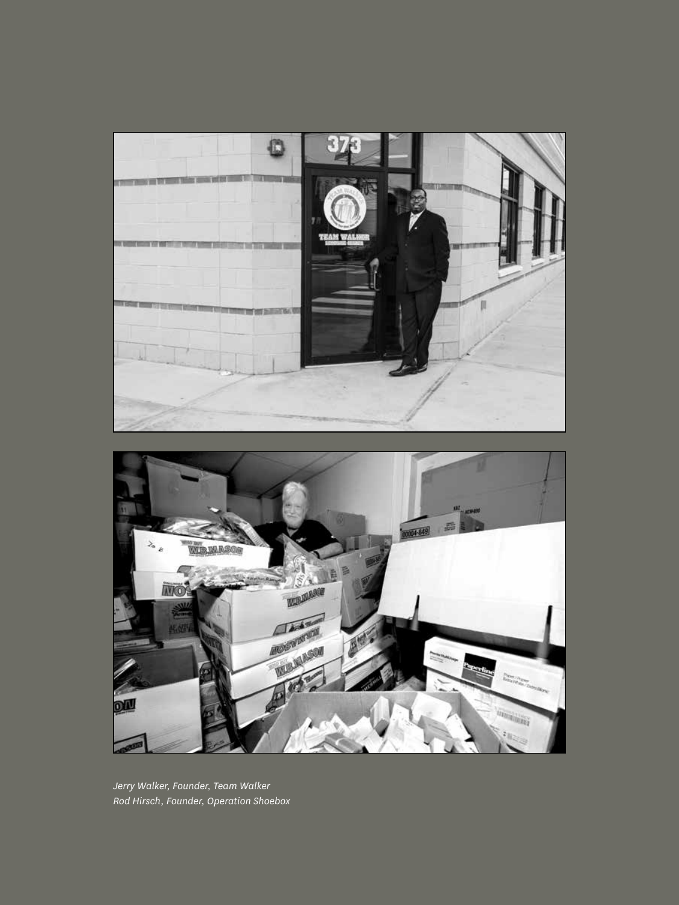*Jerry Walker, Founder, Team Walker*
*Rod Hirsch, Founder, Operation Shoebox*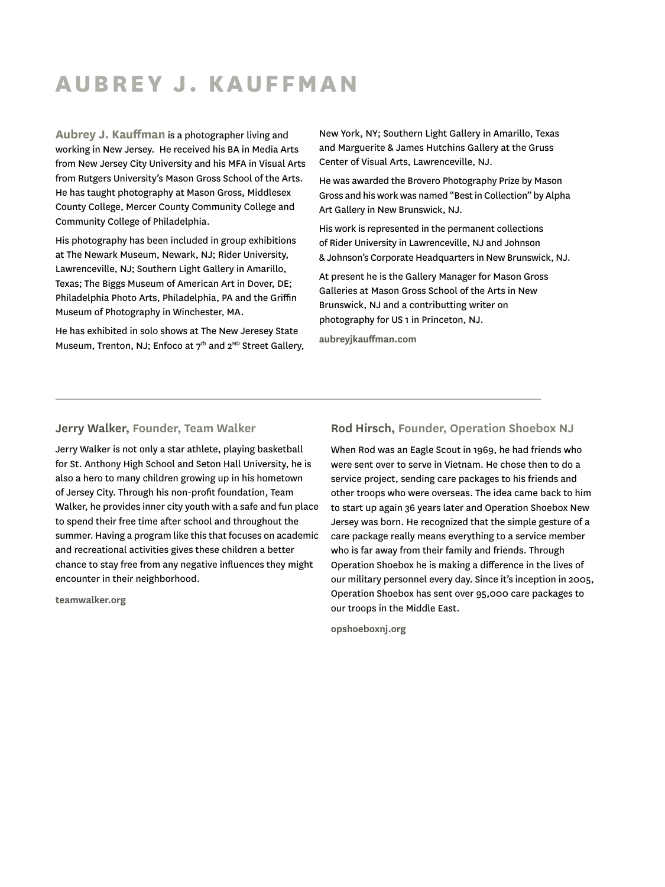# AUBREY J. KAUFFMAN

**Aubrey J. Kauffman** is a photographer living and working in New Jersey. He received his BA in Media Arts from New Jersey City University and his MFA in Visual Arts from Rutgers University's Mason Gross School of the Arts. He has taught photography at Mason Gross, Middlesex County College, Mercer County Community College and Community College of Philadelphia.

His photography has been included in group exhibitions at The Newark Museum, Newark, NJ; Rider University, Lawrenceville, NJ; Southern Light Gallery in Amarillo, Texas; The Biggs Museum of American Art in Dover, DE; Philadelphia Photo Arts, Philadelphia, PA and the Griffin Museum of Photography in Winchester, MA.

He has exhibited in solo shows at The New Jeresey State Museum, Trenton, NJ; Enfoco at 7th and 2ND Street Gallery, New York, NY; Southern Light Gallery in Amarillo, Texas and Marguerite & James Hutchins Gallery at the Gruss Center of Visual Arts, Lawrenceville, NJ.

He was awarded the Brovero Photography Prize by Mason Gross and his work was named "Best in Collection" by Alpha Art Gallery in New Brunswick, NJ.

His work is represented in the permanent collections of Rider University in Lawrenceville, NJ and Johnson & Johnson's Corporate Headquarters in New Brunswick, NJ.

At present he is the Gallery Manager for Mason Gross Galleries at Mason Gross School of the Arts in New Brunswick, NJ and a contributting writer on photography for US 1 in Princeton, NJ.

**aubreyjkauffman.com**

---

### Jerry Walker, Founder, Team Walker

Jerry Walker is not only a star athlete, playing basketball for St. Anthony High School and Seton Hall University, he is also a hero to many children growing up in his hometown of Jersey City. Through his non-profit foundation, Team Walker, he provides inner city youth with a safe and fun place to spend their free time after school and throughout the summer. Having a program like this that focuses on academic and recreational activities gives these children a better chance to stay free from any negative influences they might encounter in their neighborhood.

**teamwalker.org**

### Rod Hirsch, Founder, Operation Shoebox NJ

When Rod was an Eagle Scout in 1969, he had friends who were sent over to serve in Vietnam. He chose then to do a service project, sending care packages to his friends and other troops who were overseas. The idea came back to him to start up again 36 years later and Operation Shoebox New Jersey was born. He recognized that the simple gesture of a care package really means everything to a service member who is far away from their family and friends. Through Operation Shoebox he is making a difference in the lives of our military personnel every day. Since it's inception in 2005, Operation Shoebox has sent over 95,000 care packages to our troops in the Middle East.

**opshoeboxnj.org**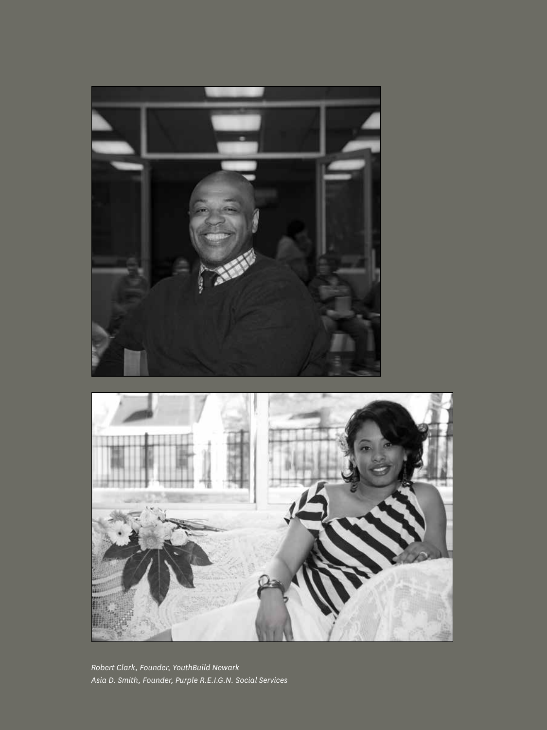*Robert Clark, Founder, YouthBuild Newark*
*Asia D. Smith, Founder, Purple R.E.I.G.N. Social Services*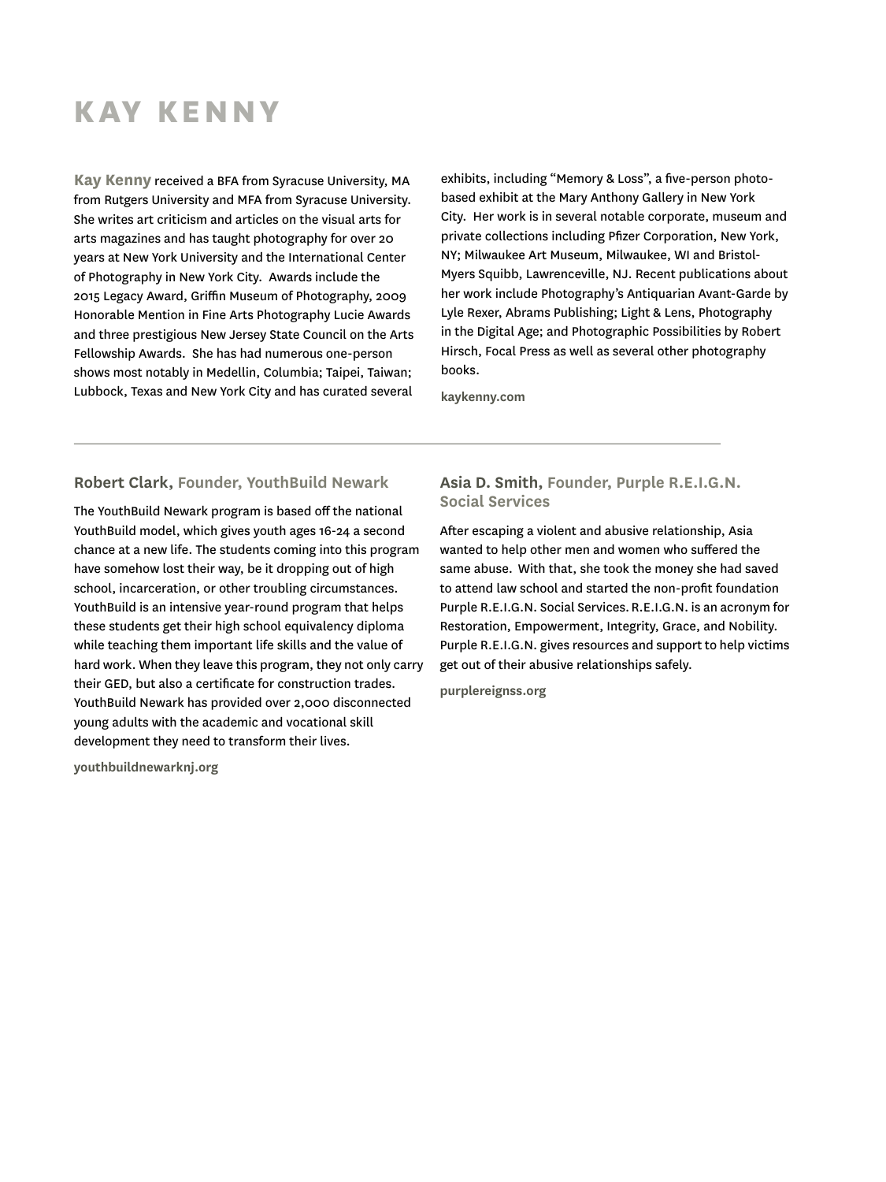# KAY KENNY

**Kay Kenny** received a BFA from Syracuse University, MA from Rutgers University and MFA from Syracuse University. She writes art criticism and articles on the visual arts for arts magazines and has taught photography for over 20 years at New York University and the International Center of Photography in New York City. Awards include the 2015 Legacy Award, Griffin Museum of Photography, 2009 Honorable Mention in Fine Arts Photography Lucie Awards and three prestigious New Jersey State Council on the Arts Fellowship Awards. She has had numerous one-person shows most notably in Medellin, Columbia; Taipei, Taiwan; Lubbock, Texas and New York City and has curated several exhibits, including "Memory & Loss", a five-person photo-based exhibit at the Mary Anthony Gallery in New York City. Her work is in several notable corporate, museum and private collections including Pfizer Corporation, New York, NY; Milwaukee Art Museum, Milwaukee, WI and Bristol-Myers Squibb, Lawrenceville, NJ. Recent publications about her work include Photography's Antiquarian Avant-Garde by Lyle Rexer, Abrams Publishing; Light & Lens, Photography in the Digital Age; and Photographic Possibilities by Robert Hirsch, Focal Press as well as several other photography books.

**kaykenny.com**

---

### Robert Clark, Founder, YouthBuild Newark

The YouthBuild Newark program is based off the national YouthBuild model, which gives youth ages 16-24 a second chance at a new life. The students coming into this program have somehow lost their way, be it dropping out of high school, incarceration, or other troubling circumstances. YouthBuild is an intensive year-round program that helps these students get their high school equivalency diploma while teaching them important life skills and the value of hard work. When they leave this program, they not only carry their GED, but also a certificate for construction trades. YouthBuild Newark has provided over 2,000 disconnected young adults with the academic and vocational skill development they need to transform their lives.

**youthbuildnewarknj.org**

### Asia D. Smith, Founder, Purple R.E.I.G.N. Social Services

After escaping a violent and abusive relationship, Asia wanted to help other men and women who suffered the same abuse. With that, she took the money she had saved to attend law school and started the non-profit foundation Purple R.E.I.G.N. Social Services. R.E.I.G.N. is an acronym for Restoration, Empowerment, Integrity, Grace, and Nobility. Purple R.E.I.G.N. gives resources and support to help victims get out of their abusive relationships safely.

**purplereignss.org**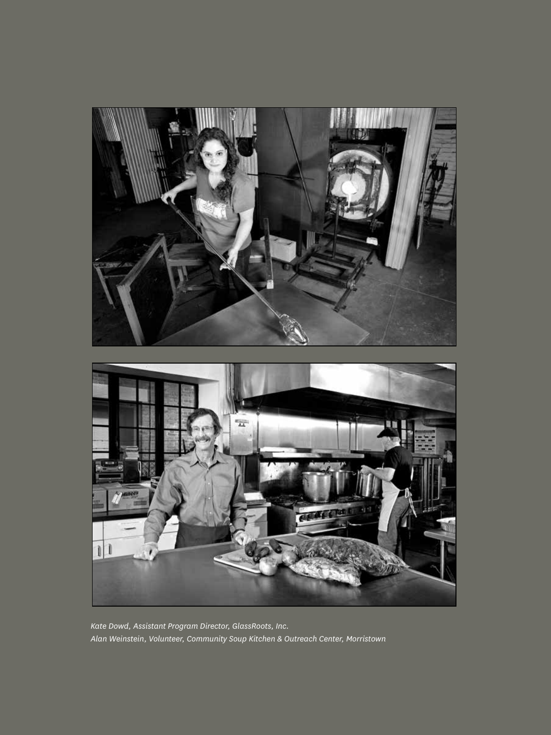*Kate Dowd, Assistant Program Director, GlassRoots, Inc.*
*Alan Weinstein, Volunteer, Community Soup Kitchen & Outreach Center, Morristown*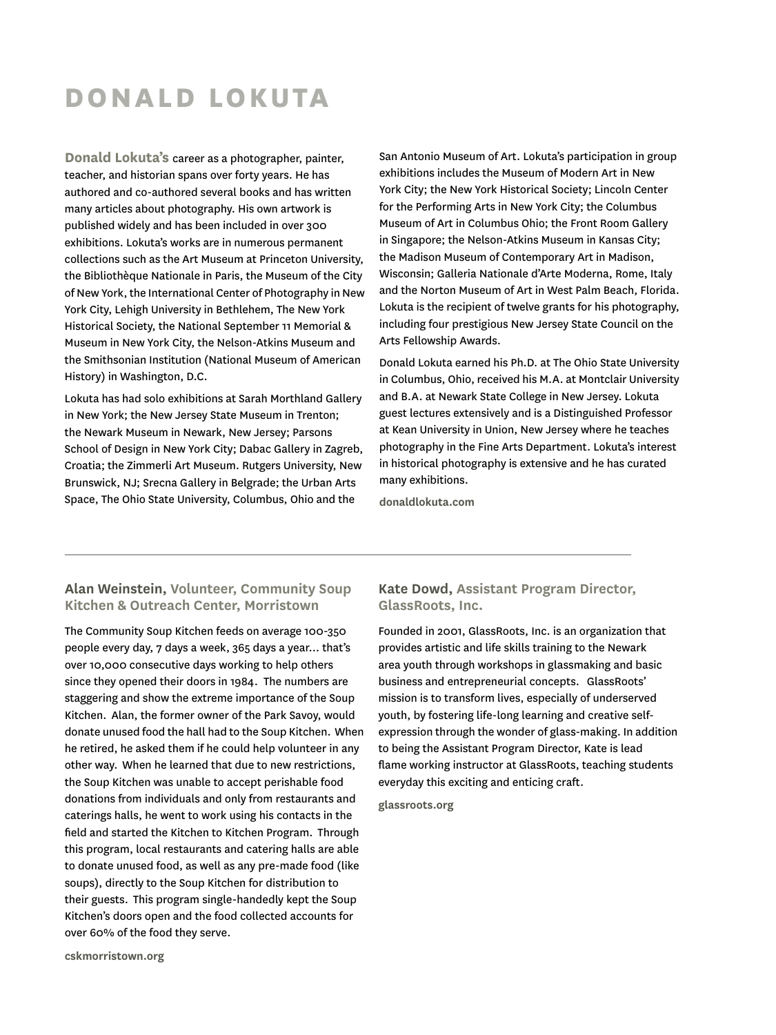# DONALD LOKUTA

**Donald Lokuta's** career as a photographer, painter, teacher, and historian spans over forty years. He has authored and co-authored several books and has written many articles about photography. His own artwork is published widely and has been included in over 300 exhibitions. Lokuta's works are in numerous permanent collections such as the Art Museum at Princeton University, the Bibliothèque Nationale in Paris, the Museum of the City of New York, the International Center of Photography in New York City, Lehigh University in Bethlehem, The New York Historical Society, the National September 11 Memorial & Museum in New York City, the Nelson-Atkins Museum and the Smithsonian Institution (National Museum of American History) in Washington, D.C.

Lokuta has had solo exhibitions at Sarah Morthland Gallery in New York; the New Jersey State Museum in Trenton; the Newark Museum in Newark, New Jersey; Parsons School of Design in New York City; Dabac Gallery in Zagreb, Croatia; the Zimmerli Art Museum. Rutgers University, New Brunswick, NJ; Srecna Gallery in Belgrade; the Urban Arts Space, The Ohio State University, Columbus, Ohio and the San Antonio Museum of Art. Lokuta's participation in group exhibitions includes the Museum of Modern Art in New York City; the New York Historical Society; Lincoln Center for the Performing Arts in New York City; the Columbus Museum of Art in Columbus Ohio; the Front Room Gallery in Singapore; the Nelson-Atkins Museum in Kansas City; the Madison Museum of Contemporary Art in Madison, Wisconsin; Galleria Nationale d'Arte Moderna, Rome, Italy and the Norton Museum of Art in West Palm Beach, Florida. Lokuta is the recipient of twelve grants for his photography, including four prestigious New Jersey State Council on the Arts Fellowship Awards.

Donald Lokuta earned his Ph.D. at The Ohio State University in Columbus, Ohio, received his M.A. at Montclair University and B.A. at Newark State College in New Jersey. Lokuta guest lectures extensively and is a Distinguished Professor at Kean University in Union, New Jersey where he teaches photography in the Fine Arts Department. Lokuta's interest in historical photography is extensive and he has curated many exhibitions.

**donaldlokuta.com**

---

### Alan Weinstein, Volunteer, Community Soup Kitchen & Outreach Center, Morristown

The Community Soup Kitchen feeds on average 100-350 people every day, 7 days a week, 365 days a year... that's over 10,000 consecutive days working to help others since they opened their doors in 1984. The numbers are staggering and show the extreme importance of the Soup Kitchen. Alan, the former owner of the Park Savoy, would donate unused food the hall had to the Soup Kitchen. When he retired, he asked them if he could help volunteer in any other way. When he learned that due to new restrictions, the Soup Kitchen was unable to accept perishable food donations from individuals and only from restaurants and caterings halls, he went to work using his contacts in the field and started the Kitchen to Kitchen Program. Through this program, local restaurants and catering halls are able to donate unused food, as well as any pre-made food (like soups), directly to the Soup Kitchen for distribution to their guests. This program single-handedly kept the Soup Kitchen's doors open and the food collected accounts for over 60% of the food they serve.

**cskmorristown.org**

### Kate Dowd, Assistant Program Director, GlassRoots, Inc.

Founded in 2001, GlassRoots, Inc. is an organization that provides artistic and life skills training to the Newark area youth through workshops in glassmaking and basic business and entrepreneurial concepts. GlassRoots' mission is to transform lives, especially of underserved youth, by fostering life-long learning and creative self-expression through the wonder of glass-making. In addition to being the Assistant Program Director, Kate is lead flame working instructor at GlassRoots, teaching students everyday this exciting and enticing craft.

**glassroots.org**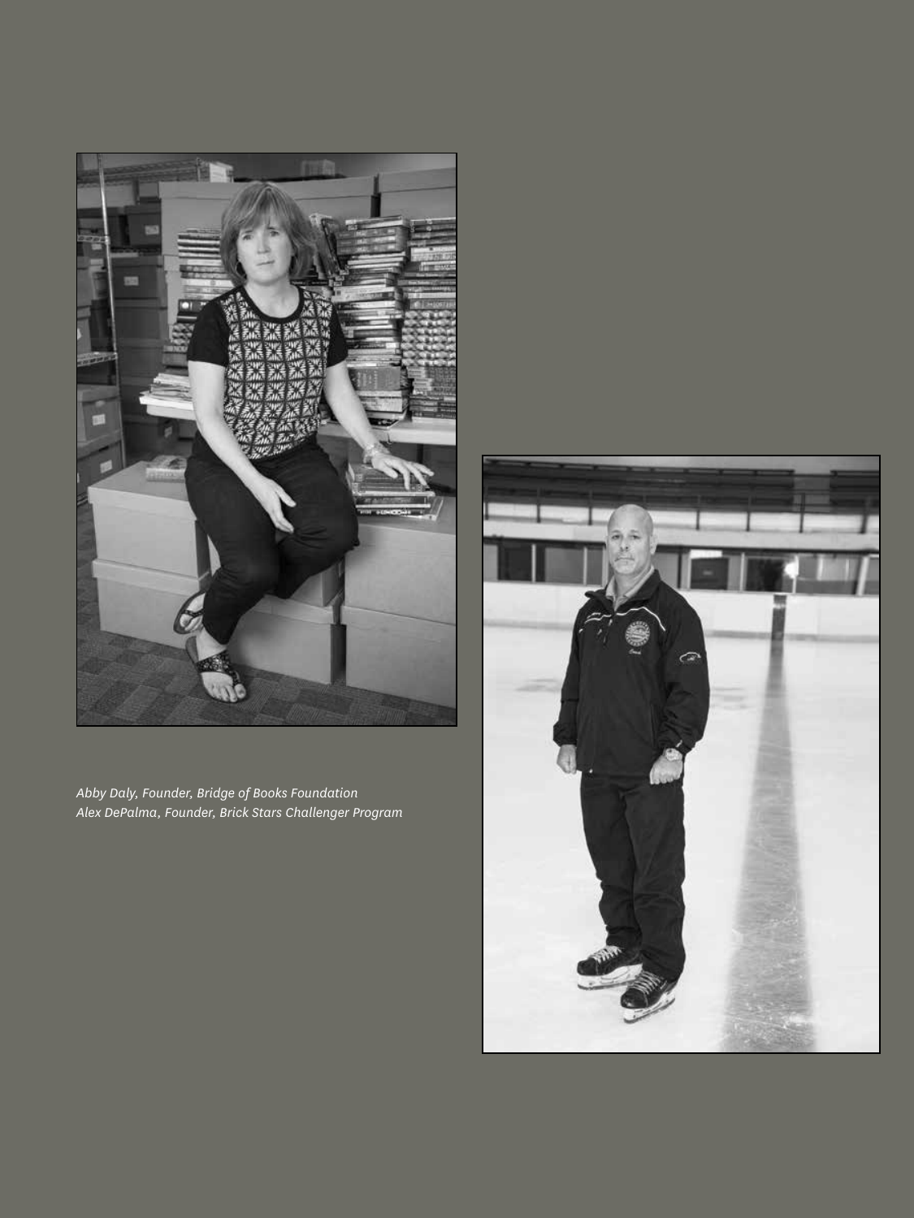*Abby Daly, Founder, Bridge of Books Foundation*
*Alex DePalma, Founder, Brick Stars Challenger Program*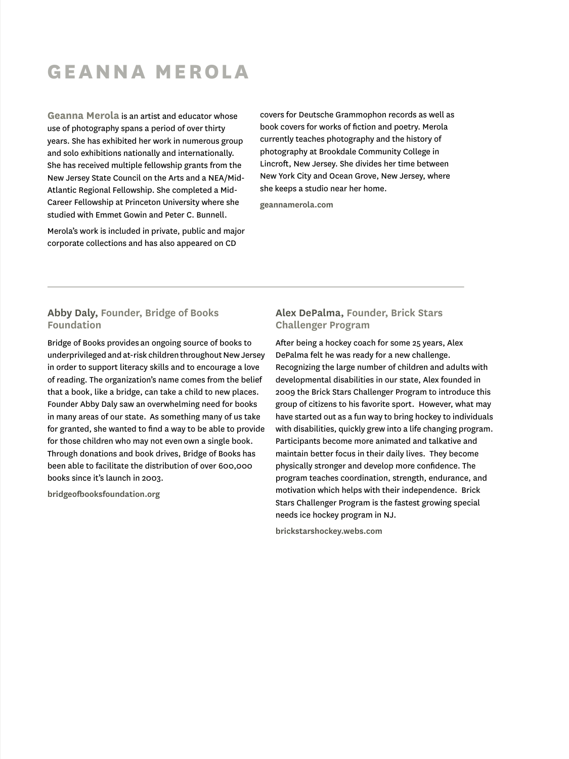# GEANNA MEROLA

**Geanna Merola** is an artist and educator whose use of photography spans a period of over thirty years. She has exhibited her work in numerous group and solo exhibitions nationally and internationally. She has received multiple fellowship grants from the New Jersey State Council on the Arts and a NEA/Mid-Atlantic Regional Fellowship. She completed a Mid-Career Fellowship at Princeton University where she studied with Emmet Gowin and Peter C. Bunnell.

Merola's work is included in private, public and major corporate collections and has also appeared on CD covers for Deutsche Grammophon records as well as book covers for works of fiction and poetry. Merola currently teaches photography and the history of photography at Brookdale Community College in Lincroft, New Jersey. She divides her time between New York City and Ocean Grove, New Jersey, where she keeps a studio near her home.

**geannamerola.com**

---

### Abby Daly, Founder, Bridge of Books Foundation

Bridge of Books provides an ongoing source of books to underprivileged and at-risk children throughout New Jersey in order to support literacy skills and to encourage a love of reading. The organization's name comes from the belief that a book, like a bridge, can take a child to new places. Founder Abby Daly saw an overwhelming need for books in many areas of our state. As something many of us take for granted, she wanted to find a way to be able to provide for those children who may not even own a single book. Through donations and book drives, Bridge of Books has been able to facilitate the distribution of over 600,000 books since it's launch in 2003.

**bridgeofbooksfoundation.org**

### Alex DePalma, Founder, Brick Stars Challenger Program

After being a hockey coach for some 25 years, Alex DePalma felt he was ready for a new challenge. Recognizing the large number of children and adults with developmental disabilities in our state, Alex founded in 2009 the Brick Stars Challenger Program to introduce this group of citizens to his favorite sport. However, what may have started out as a fun way to bring hockey to individuals with disabilities, quickly grew into a life changing program. Participants become more animated and talkative and maintain better focus in their daily lives. They become physically stronger and develop more confidence. The program teaches coordination, strength, endurance, and motivation which helps with their independence. Brick Stars Challenger Program is the fastest growing special needs ice hockey program in NJ.

**brickstarshockey.webs.com**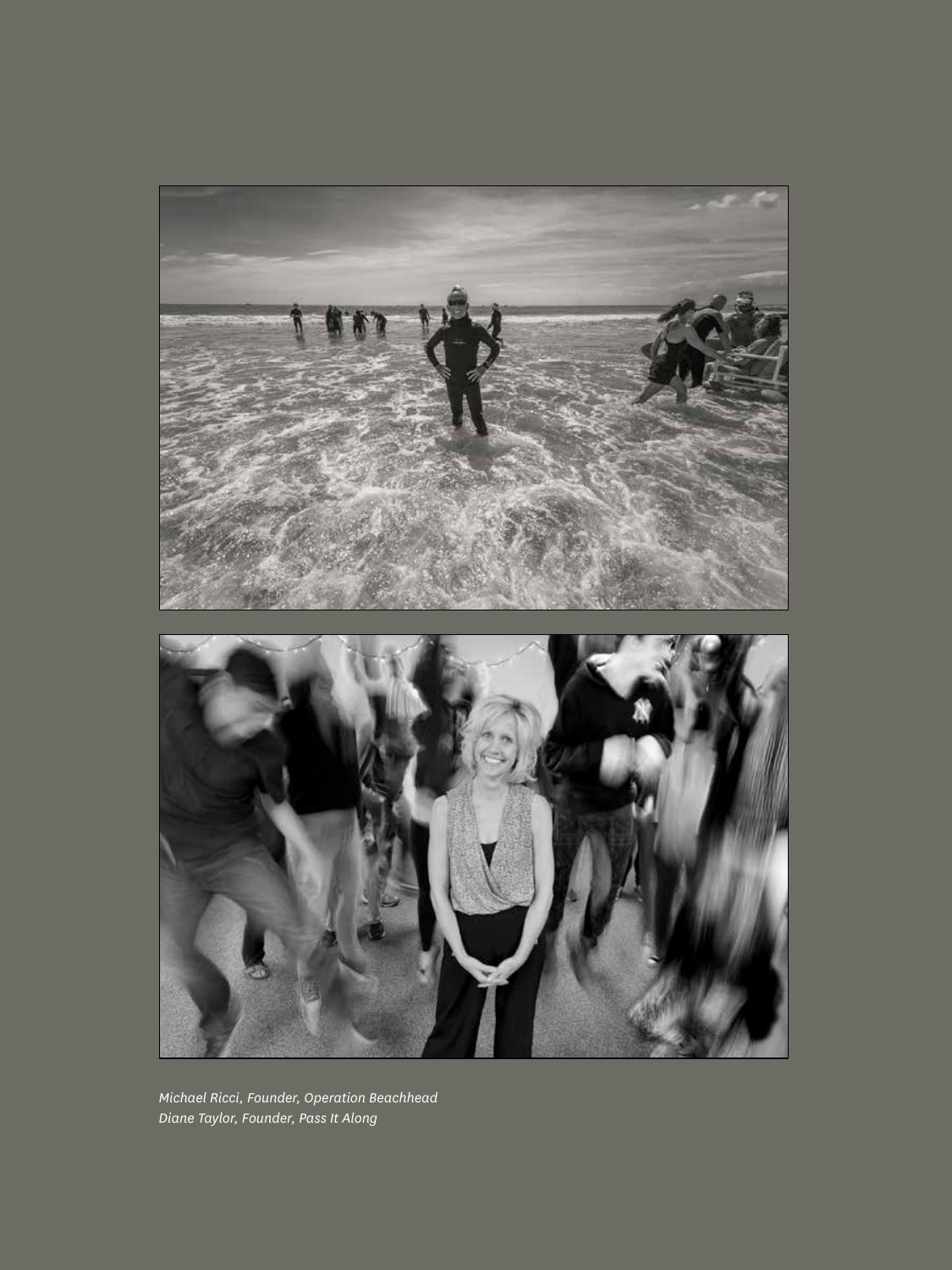*Michael Ricci, Founder, Operation Beachhead*
*Diane Taylor, Founder, Pass It Along*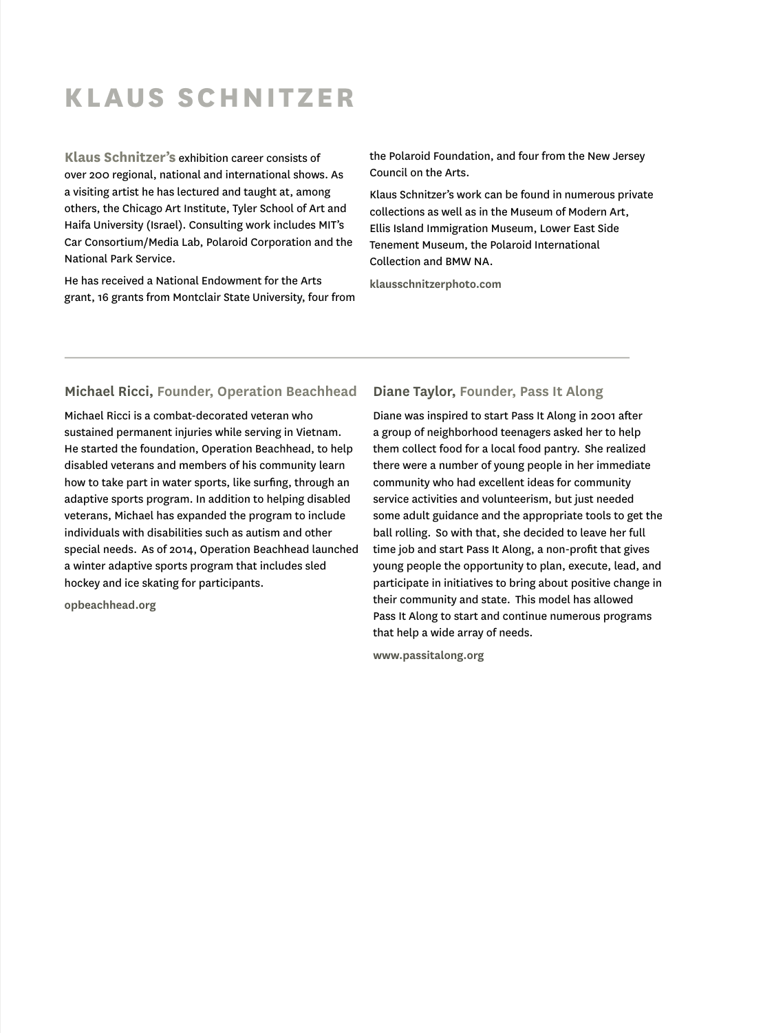# KLAUS SCHNITZER

**Klaus Schnitzer's** exhibition career consists of over 200 regional, national and international shows. As a visiting artist he has lectured and taught at, among others, the Chicago Art Institute, Tyler School of Art and Haifa University (Israel). Consulting work includes MIT's Car Consortium/Media Lab, Polaroid Corporation and the National Park Service.

He has received a National Endowment for the Arts grant, 16 grants from Montclair State University, four from the Polaroid Foundation, and four from the New Jersey Council on the Arts.

Klaus Schnitzer's work can be found in numerous private collections as well as in the Museum of Modern Art, Ellis Island Immigration Museum, Lower East Side Tenement Museum, the Polaroid International Collection and BMW NA.

**klausschnitzerphoto.com**

---

### Michael Ricci, Founder, Operation Beachhead

Michael Ricci is a combat-decorated veteran who sustained permanent injuries while serving in Vietnam. He started the foundation, Operation Beachhead, to help disabled veterans and members of his community learn how to take part in water sports, like surfing, through an adaptive sports program. In addition to helping disabled veterans, Michael has expanded the program to include individuals with disabilities such as autism and other special needs. As of 2014, Operation Beachhead launched a winter adaptive sports program that includes sled hockey and ice skating for participants.

**opbeachhead.org**

### Diane Taylor, Founder, Pass It Along

Diane was inspired to start Pass It Along in 2001 after a group of neighborhood teenagers asked her to help them collect food for a local food pantry. She realized there were a number of young people in her immediate community who had excellent ideas for community service activities and volunteerism, but just needed some adult guidance and the appropriate tools to get the ball rolling. So with that, she decided to leave her full time job and start Pass It Along, a non-profit that gives young people the opportunity to plan, execute, lead, and participate in initiatives to bring about positive change in their community and state. This model has allowed Pass It Along to start and continue numerous programs that help a wide array of needs.

**www.passitalong.org**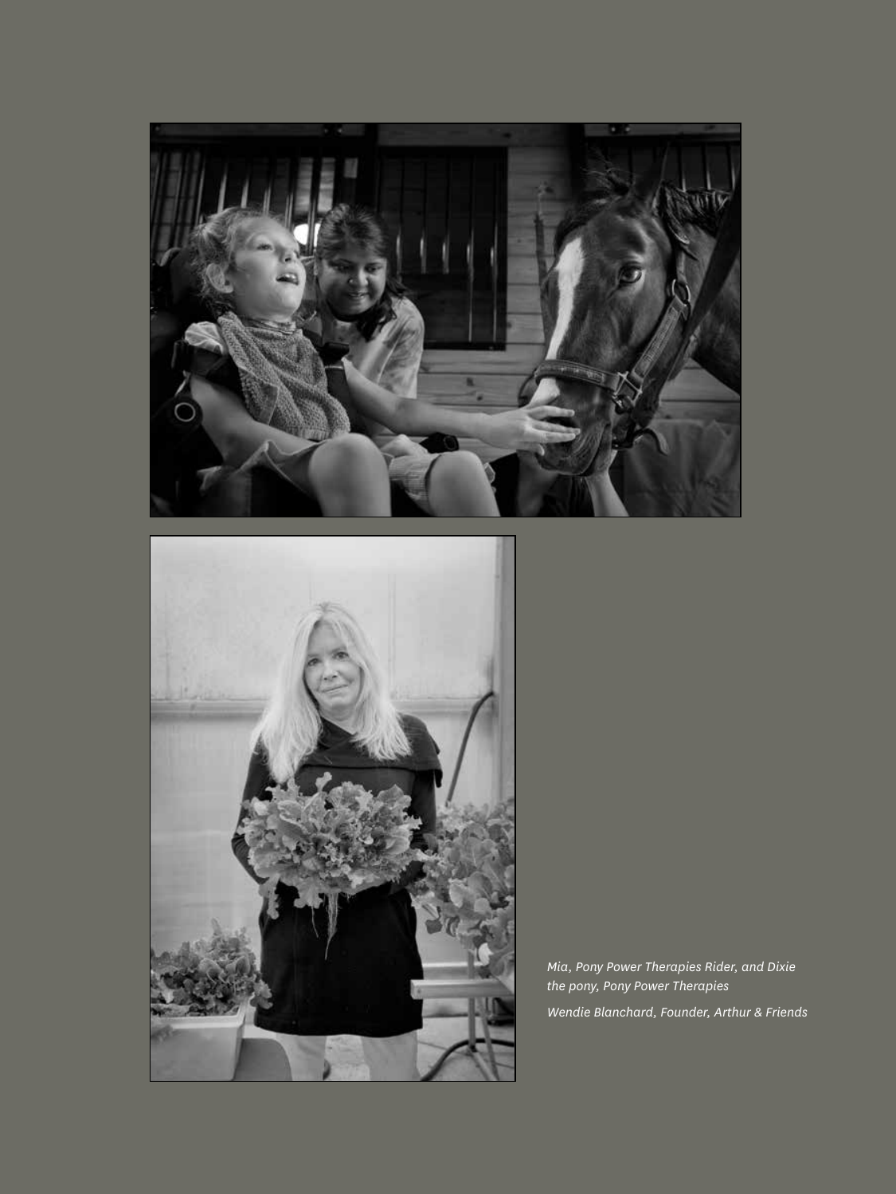*Mia, Pony Power Therapies Rider, and Dixie the pony, Pony Power Therapies*

*Wendie Blanchard, Founder, Arthur & Friends*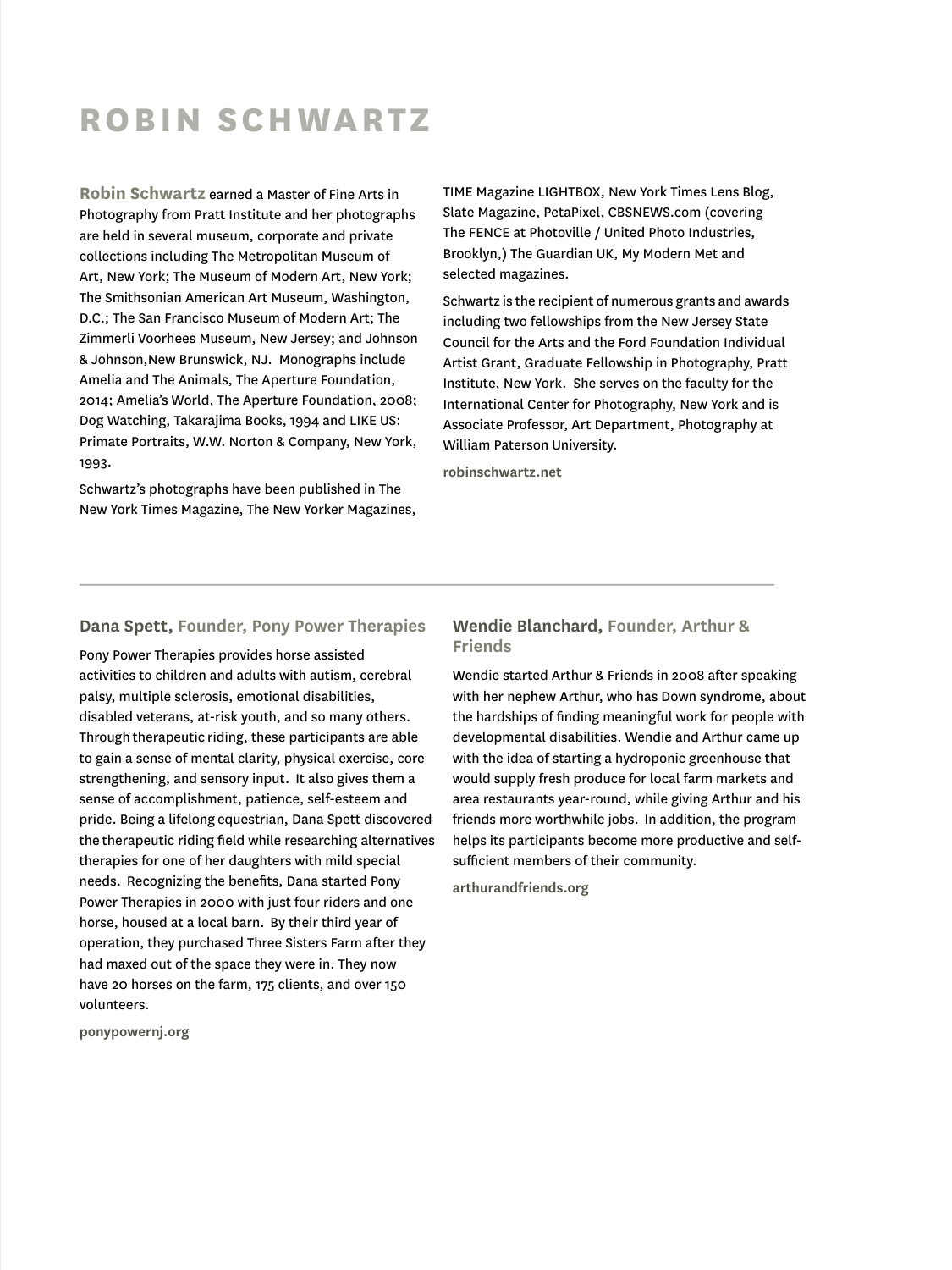# ROBIN SCHWARTZ

**Robin Schwartz** earned a Master of Fine Arts in Photography from Pratt Institute and her photographs are held in several museum, corporate and private collections including The Metropolitan Museum of Art, New York; The Museum of Modern Art, New York; The Smithsonian American Art Museum, Washington, D.C.; The San Francisco Museum of Modern Art; The Zimmerli Voorhees Museum, New Jersey; and Johnson & Johnson,New Brunswick, NJ. Monographs include Amelia and The Animals, The Aperture Foundation, 2014; Amelia's World, The Aperture Foundation, 2008; Dog Watching, Takarajima Books, 1994 and LIKE US: Primate Portraits, W.W. Norton & Company, New York, 1993.

Schwartz's photographs have been published in The New York Times Magazine, The New Yorker Magazines, TIME Magazine LIGHTBOX, New York Times Lens Blog, Slate Magazine, PetaPixel, CBSNEWS.com (covering The FENCE at Photoville / United Photo Industries, Brooklyn,) The Guardian UK, My Modern Met and selected magazines.

Schwartz is the recipient of numerous grants and awards including two fellowships from the New Jersey State Council for the Arts and the Ford Foundation Individual Artist Grant, Graduate Fellowship in Photography, Pratt Institute, New York. She serves on the faculty for the International Center for Photography, New York and is Associate Professor, Art Department, Photography at William Paterson University.

**robinschwartz.net**

---

### Dana Spett, Founder, Pony Power Therapies

Pony Power Therapies provides horse assisted activities to children and adults with autism, cerebral palsy, multiple sclerosis, emotional disabilities, disabled veterans, at-risk youth, and so many others. Through therapeutic riding, these participants are able to gain a sense of mental clarity, physical exercise, core strengthening, and sensory input. It also gives them a sense of accomplishment, patience, self-esteem and pride. Being a lifelong equestrian, Dana Spett discovered the therapeutic riding field while researching alternatives therapies for one of her daughters with mild special needs. Recognizing the benefits, Dana started Pony Power Therapies in 2000 with just four riders and one horse, housed at a local barn. By their third year of operation, they purchased Three Sisters Farm after they had maxed out of the space they were in. They now have 20 horses on the farm, 175 clients, and over 150 volunteers.

**ponypowernj.org**

### Wendie Blanchard, Founder, Arthur & Friends

Wendie started Arthur & Friends in 2008 after speaking with her nephew Arthur, who has Down syndrome, about the hardships of finding meaningful work for people with developmental disabilities. Wendie and Arthur came up with the idea of starting a hydroponic greenhouse that would supply fresh produce for local farm markets and area restaurants year-round, while giving Arthur and his friends more worthwhile jobs. In addition, the program helps its participants become more productive and self-sufficient members of their community.

**arthurandfriends.org**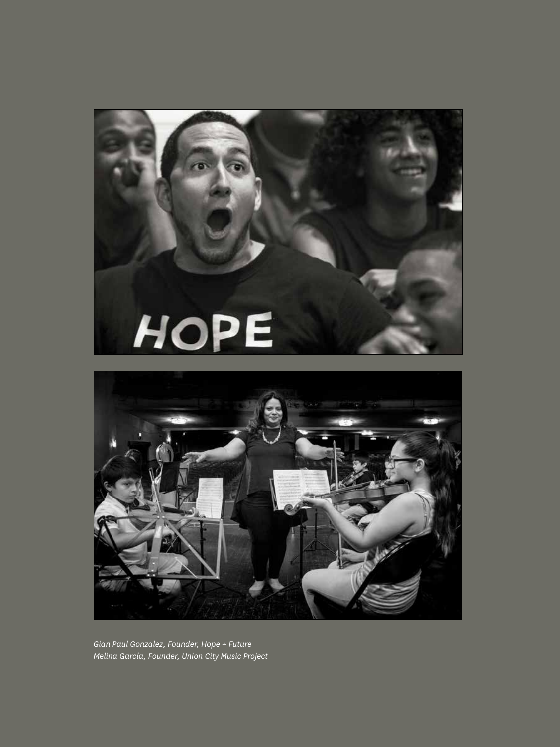*Gian Paul Gonzalez, Founder, Hope + Future*
*Melina García, Founder, Union City Music Project*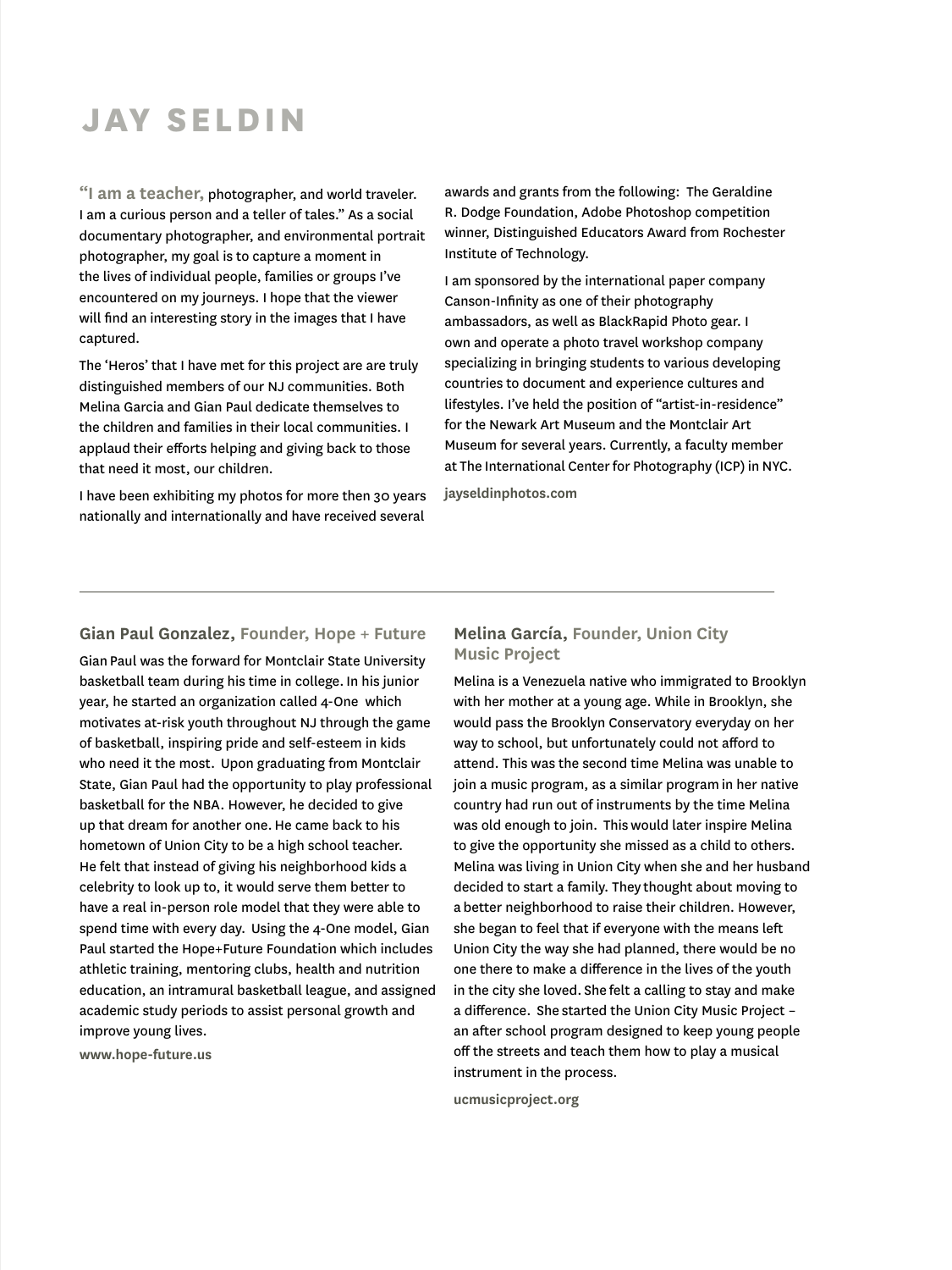# JAY SELDIN

**"I am a teacher,** photographer, and world traveler. I am a curious person and a teller of tales." As a social documentary photographer, and environmental portrait photographer, my goal is to capture a moment in the lives of individual people, families or groups I've encountered on my journeys. I hope that the viewer will find an interesting story in the images that I have captured.

The 'Heros' that I have met for this project are are truly distinguished members of our NJ communities. Both Melina Garcia and Gian Paul dedicate themselves to the children and families in their local communities. I applaud their efforts helping and giving back to those that need it most, our children.

I have been exhibiting my photos for more then 30 years nationally and internationally and have received several awards and grants from the following: The Geraldine R. Dodge Foundation, Adobe Photoshop competition winner, Distinguished Educators Award from Rochester Institute of Technology.

I am sponsored by the international paper company Canson-Infinity as one of their photography ambassadors, as well as BlackRapid Photo gear. I own and operate a photo travel workshop company specializing in bringing students to various developing countries to document and experience cultures and lifestyles. I've held the position of "artist-in-residence" for the Newark Art Museum and the Montclair Art Museum for several years. Currently, a faculty member at The International Center for Photography (ICP) in NYC.

**jayseldinphotos.com**

---

### Gian Paul Gonzalez, Founder, Hope + Future

Gian Paul was the forward for Montclair State University basketball team during his time in college. In his junior year, he started an organization called 4-One which motivates at-risk youth throughout NJ through the game of basketball, inspiring pride and self-esteem in kids who need it the most. Upon graduating from Montclair State, Gian Paul had the opportunity to play professional basketball for the NBA. However, he decided to give up that dream for another one. He came back to his hometown of Union City to be a high school teacher. He felt that instead of giving his neighborhood kids a celebrity to look up to, it would serve them better to have a real in-person role model that they were able to spend time with every day. Using the 4-One model, Gian Paul started the Hope+Future Foundation which includes athletic training, mentoring clubs, health and nutrition education, an intramural basketball league, and assigned academic study periods to assist personal growth and improve young lives.

**www.hope-future.us**

### Melina García, Founder, Union City Music Project

Melina is a Venezuela native who immigrated to Brooklyn with her mother at a young age. While in Brooklyn, she would pass the Brooklyn Conservatory everyday on her way to school, but unfortunately could not afford to attend. This was the second time Melina was unable to join a music program, as a similar program in her native country had run out of instruments by the time Melina was old enough to join. This would later inspire Melina to give the opportunity she missed as a child to others. Melina was living in Union City when she and her husband decided to start a family. They thought about moving to a better neighborhood to raise their children. However, she began to feel that if everyone with the means left Union City the way she had planned, there would be no one there to make a difference in the lives of the youth in the city she loved. She felt a calling to stay and make a difference. She started the Union City Music Project – an after school program designed to keep young people off the streets and teach them how to play a musical instrument in the process.

**ucmusicproject.org**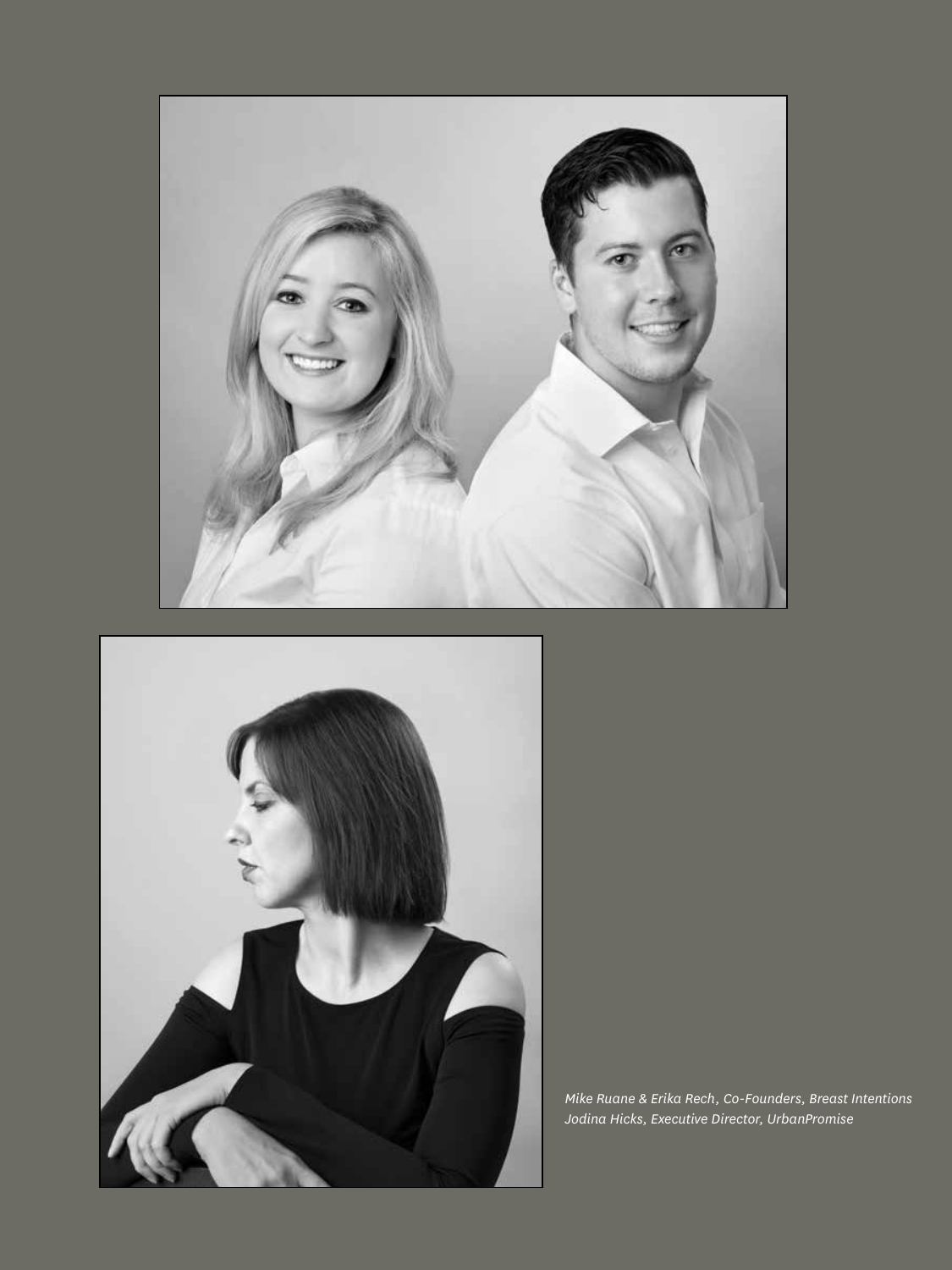*Mike Ruane & Erika Rech, Co-Founders, Breast Intentions*
*Jodina Hicks, Executive Director, UrbanPromise*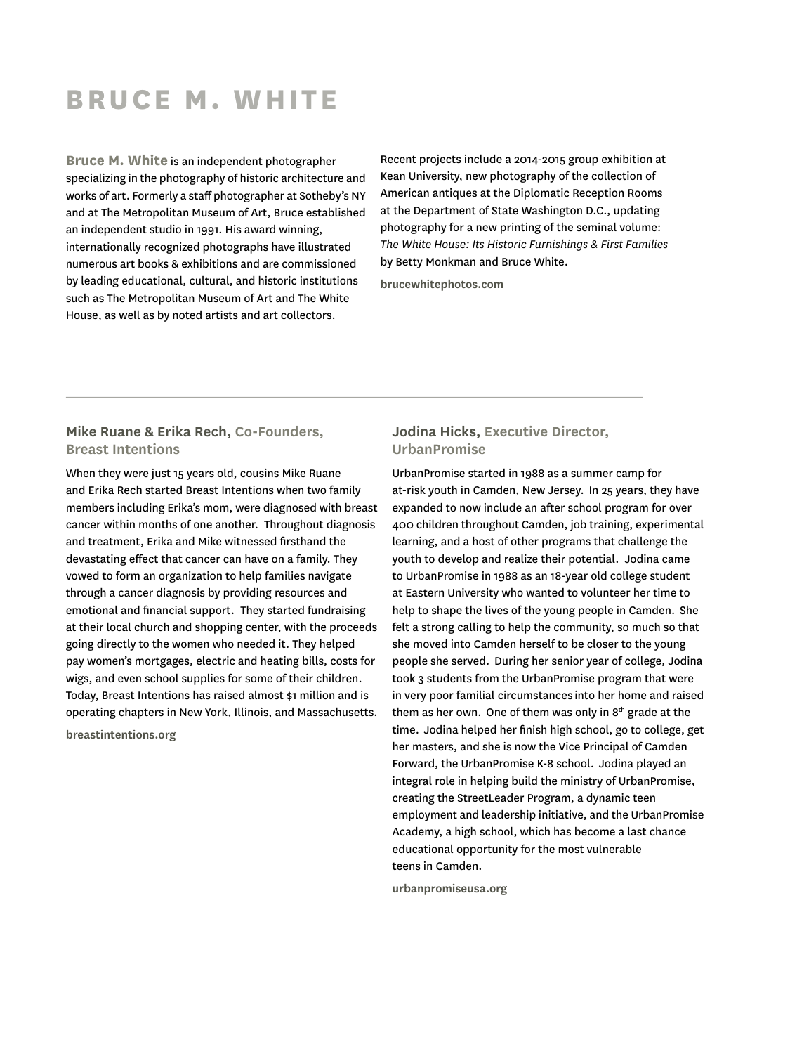# BRUCE M. WHITE

**Bruce M. White** is an independent photographer specializing in the photography of historic architecture and works of art. Formerly a staff photographer at Sotheby's NY and at The Metropolitan Museum of Art, Bruce established an independent studio in 1991. His award winning, internationally recognized photographs have illustrated numerous art books & exhibitions and are commissioned by leading educational, cultural, and historic institutions such as The Metropolitan Museum of Art and The White House, as well as by noted artists and art collectors.

Recent projects include a 2014-2015 group exhibition at Kean University, new photography of the collection of American antiques at the Diplomatic Reception Rooms at the Department of State Washington D.C., updating photography for a new printing of the seminal volume: *The White House: Its Historic Furnishings & First Families* by Betty Monkman and Bruce White.

**brucewhitephotos.com**

---

### Mike Ruane & Erika Rech, Co-Founders, Breast Intentions

When they were just 15 years old, cousins Mike Ruane and Erika Rech started Breast Intentions when two family members including Erika's mom, were diagnosed with breast cancer within months of one another. Throughout diagnosis and treatment, Erika and Mike witnessed firsthand the devastating effect that cancer can have on a family. They vowed to form an organization to help families navigate through a cancer diagnosis by providing resources and emotional and financial support. They started fundraising at their local church and shopping center, with the proceeds going directly to the women who needed it. They helped pay women's mortgages, electric and heating bills, costs for wigs, and even school supplies for some of their children. Today, Breast Intentions has raised almost $1 million and is operating chapters in New York, Illinois, and Massachusetts.

**breastintentions.org**

### Jodina Hicks, Executive Director, UrbanPromise

UrbanPromise started in 1988 as a summer camp for at-risk youth in Camden, New Jersey. In 25 years, they have expanded to now include an after school program for over 400 children throughout Camden, job training, experimental learning, and a host of other programs that challenge the youth to develop and realize their potential. Jodina came to UrbanPromise in 1988 as an 18-year old college student at Eastern University who wanted to volunteer her time to help to shape the lives of the young people in Camden. She felt a strong calling to help the community, so much so that she moved into Camden herself to be closer to the young people she served. During her senior year of college, Jodina took 3 students from the UrbanPromise program that were in very poor familial circumstances into her home and raised them as her own. One of them was only in 8th grade at the time. Jodina helped her finish high school, go to college, get her masters, and she is now the Vice Principal of Camden Forward, the UrbanPromise K-8 school. Jodina played an integral role in helping build the ministry of UrbanPromise, creating the StreetLeader Program, a dynamic teen employment and leadership initiative, and the UrbanPromise Academy, a high school, which has become a last chance educational opportunity for the most vulnerable teens in Camden.

**urbanpromiseusa.org**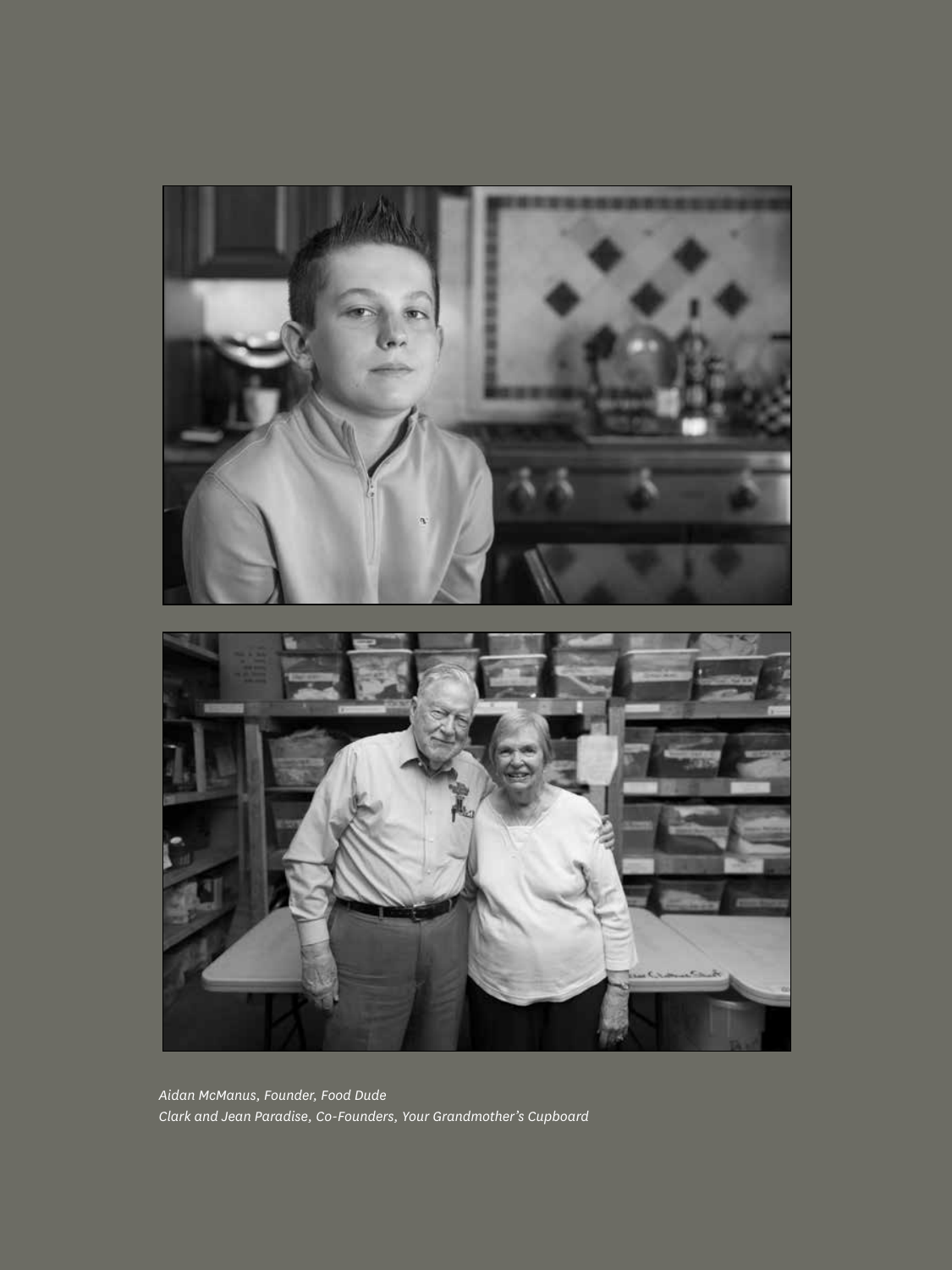*Aidan McManus, Founder, Food Dude*
*Clark and Jean Paradise, Co-Founders, Your Grandmother's Cupboard*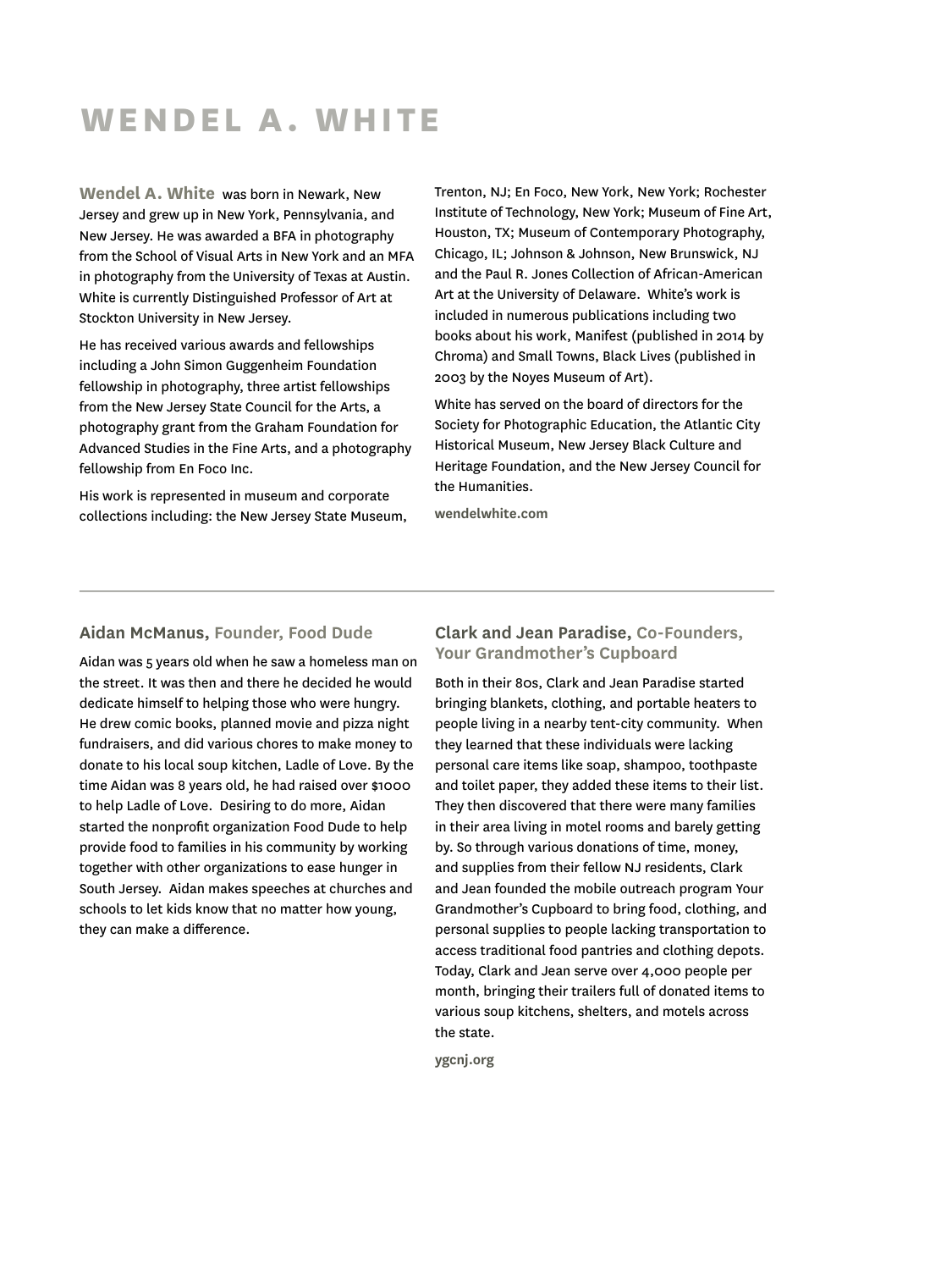# WENDEL A. WHITE

**Wendel A. White** was born in Newark, New Jersey and grew up in New York, Pennsylvania, and New Jersey. He was awarded a BFA in photography from the School of Visual Arts in New York and an MFA in photography from the University of Texas at Austin. White is currently Distinguished Professor of Art at Stockton University in New Jersey.

He has received various awards and fellowships including a John Simon Guggenheim Foundation fellowship in photography, three artist fellowships from the New Jersey State Council for the Arts, a photography grant from the Graham Foundation for Advanced Studies in the Fine Arts, and a photography fellowship from En Foco Inc.

His work is represented in museum and corporate collections including: the New Jersey State Museum, Trenton, NJ; En Foco, New York, New York; Rochester Institute of Technology, New York; Museum of Fine Art, Houston, TX; Museum of Contemporary Photography, Chicago, IL; Johnson & Johnson, New Brunswick, NJ and the Paul R. Jones Collection of African-American Art at the University of Delaware. White's work is included in numerous publications including two books about his work, Manifest (published in 2014 by Chroma) and Small Towns, Black Lives (published in 2003 by the Noyes Museum of Art).

White has served on the board of directors for the Society for Photographic Education, the Atlantic City Historical Museum, New Jersey Black Culture and Heritage Foundation, and the New Jersey Council for the Humanities.

**wendelwhite.com**

---

### Aidan McManus, Founder, Food Dude

Aidan was 5 years old when he saw a homeless man on the street. It was then and there he decided he would dedicate himself to helping those who were hungry. He drew comic books, planned movie and pizza night fundraisers, and did various chores to make money to donate to his local soup kitchen, Ladle of Love. By the time Aidan was 8 years old, he had raised over $1000 to help Ladle of Love. Desiring to do more, Aidan started the nonprofit organization Food Dude to help provide food to families in his community by working together with other organizations to ease hunger in South Jersey. Aidan makes speeches at churches and schools to let kids know that no matter how young, they can make a difference.

### Clark and Jean Paradise, Co-Founders, Your Grandmother's Cupboard

Both in their 80s, Clark and Jean Paradise started bringing blankets, clothing, and portable heaters to people living in a nearby tent-city community. When they learned that these individuals were lacking personal care items like soap, shampoo, toothpaste and toilet paper, they added these items to their list. They then discovered that there were many families in their area living in motel rooms and barely getting by. So through various donations of time, money, and supplies from their fellow NJ residents, Clark and Jean founded the mobile outreach program Your Grandmother's Cupboard to bring food, clothing, and personal supplies to people lacking transportation to access traditional food pantries and clothing depots. Today, Clark and Jean serve over 4,000 people per month, bringing their trailers full of donated items to various soup kitchens, shelters, and motels across the state.

**ygcnj.org**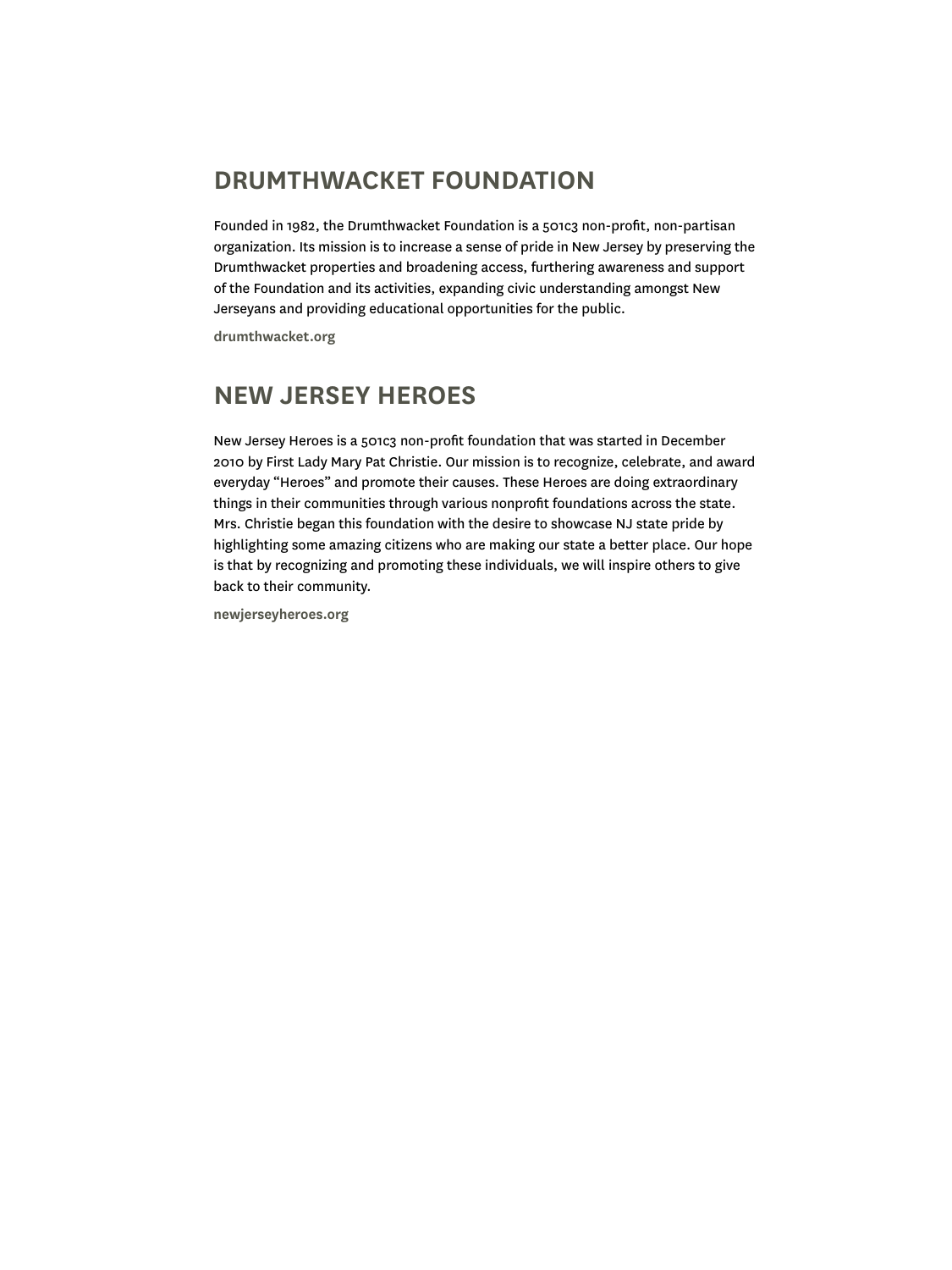## DRUMTHWACKET FOUNDATION

Founded in 1982, the Drumthwacket Foundation is a 501c3 non-profit, non-partisan organization. Its mission is to increase a sense of pride in New Jersey by preserving the Drumthwacket properties and broadening access, furthering awareness and support of the Foundation and its activities, expanding civic understanding amongst New Jerseyans and providing educational opportunities for the public.

**drumthwacket.org**

## NEW JERSEY HEROES

New Jersey Heroes is a 501c3 non-profit foundation that was started in December 2010 by First Lady Mary Pat Christie. Our mission is to recognize, celebrate, and award everyday "Heroes" and promote their causes. These Heroes are doing extraordinary things in their communities through various nonprofit foundations across the state. Mrs. Christie began this foundation with the desire to showcase NJ state pride by highlighting some amazing citizens who are making our state a better place. Our hope is that by recognizing and promoting these individuals, we will inspire others to give back to their community.

**newjerseyheroes.org**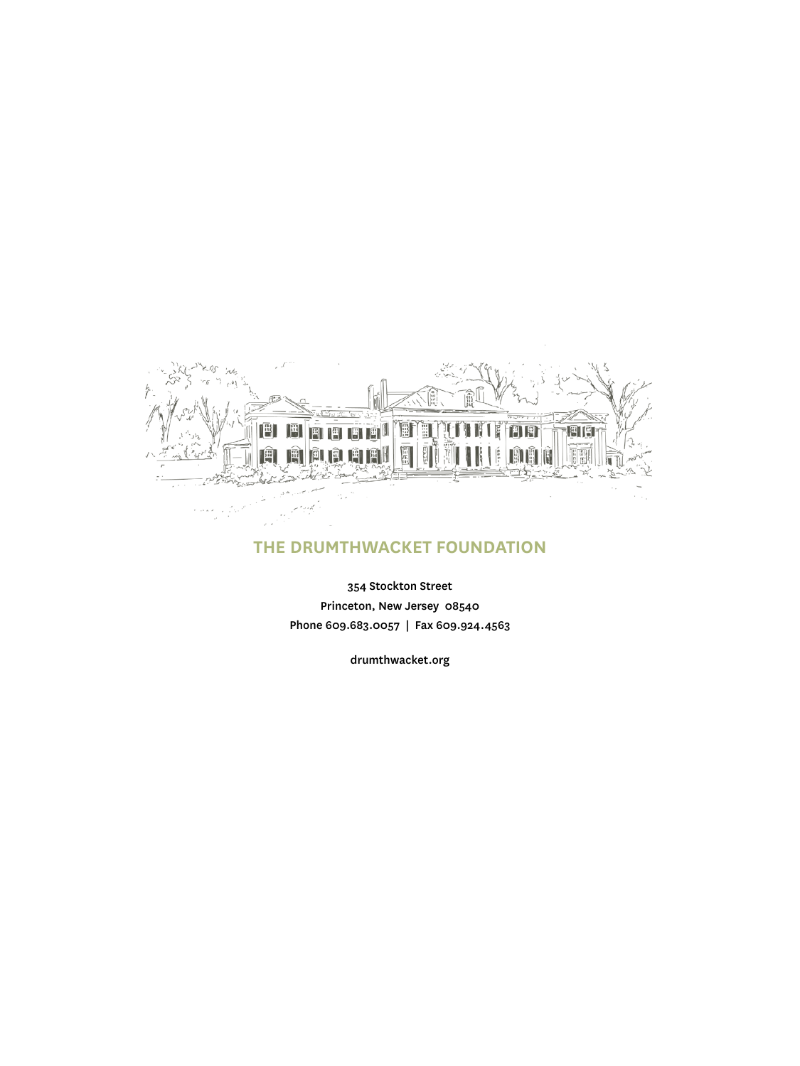## THE DRUMTHWACKET FOUNDATION

354 Stockton Street
Princeton, New Jersey 08540
Phone 609.683.0057 | Fax 609.924.4563

drumthwacket.org